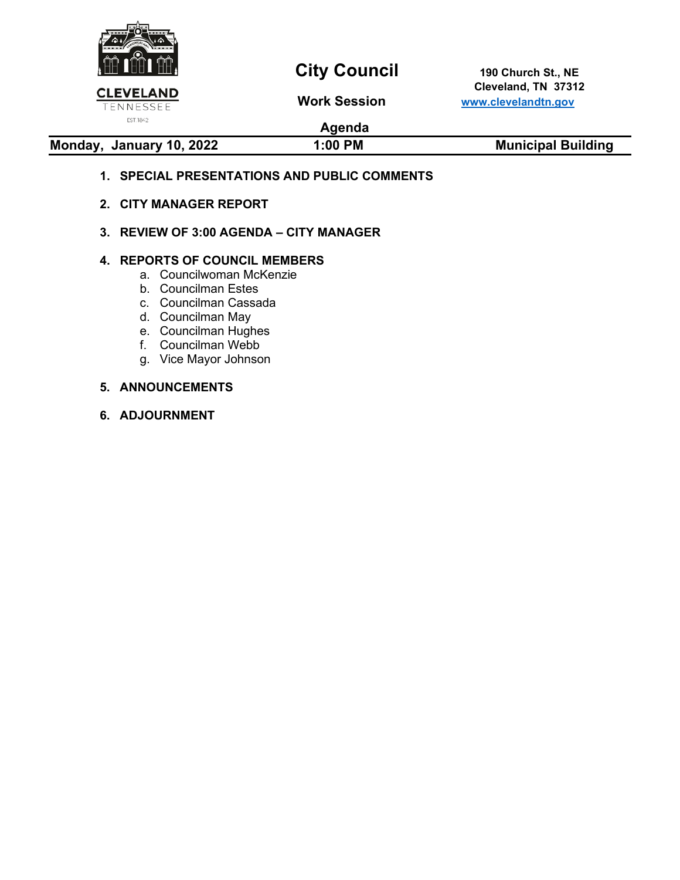CLEVELAND
TENNESSEE
EST. 1842

# City Council

## Work Session

## Agenda

190 Church St., NE
Cleveland, TN 37312
www.clevelandtn.gov

**Monday, January 10, 2022** | **1:00 PM** | **Municipal Building**

1. **SPECIAL PRESENTATIONS AND PUBLIC COMMENTS**

2. **CITY MANAGER REPORT**

3. **REVIEW OF 3:00 AGENDA – CITY MANAGER**

4. **REPORTS OF COUNCIL MEMBERS**
   a. Councilwoman McKenzie
   b. Councilman Estes
   c. Councilman Cassada
   d. Councilman May
   e. Councilman Hughes
   f. Councilman Webb
   g. Vice Mayor Johnson

5. **ANNOUNCEMENTS**

6. **ADJOURNMENT**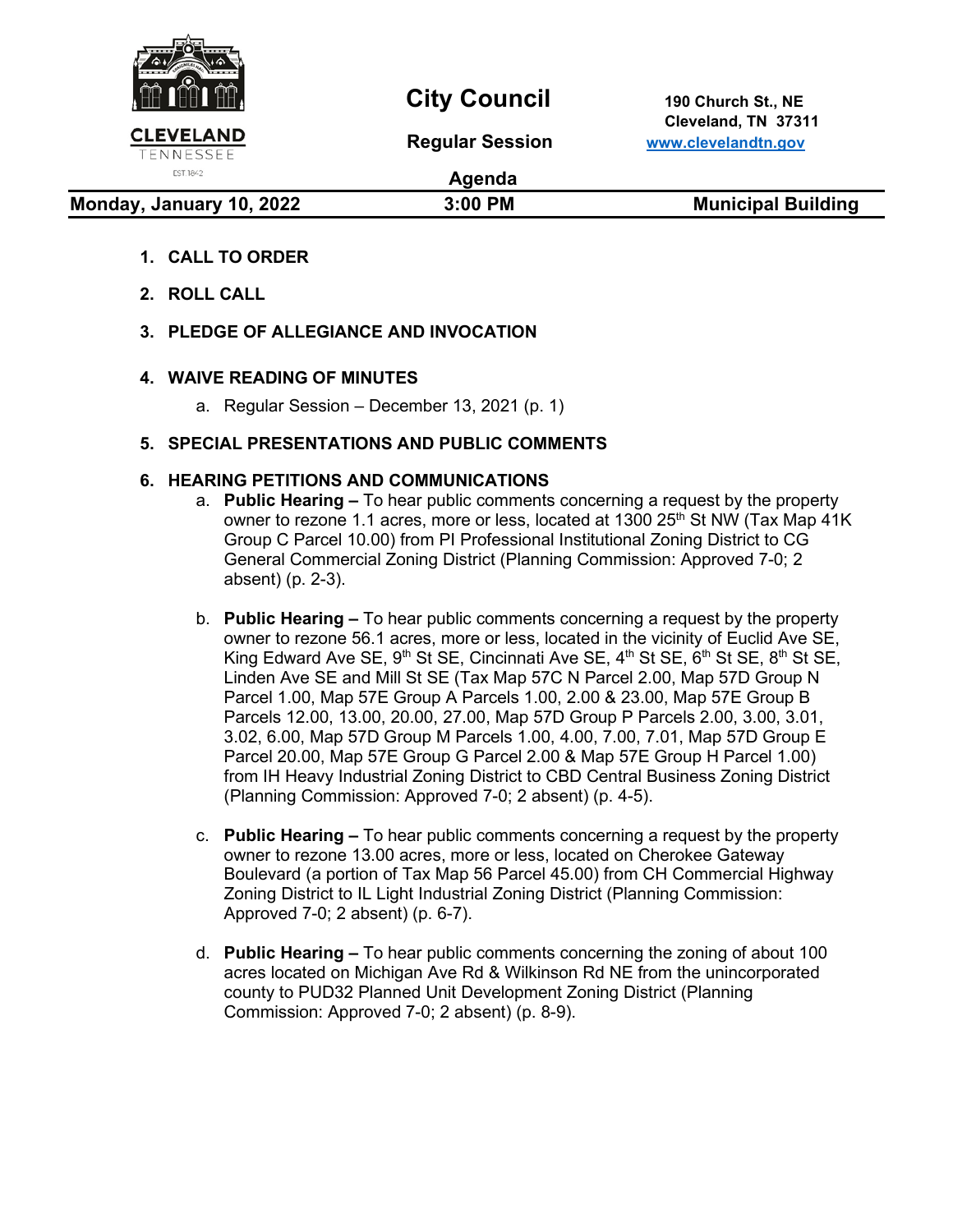CLEVELAND
TENNESSEE
EST 1842

# City Council

## Regular Session

## Agenda

190 Church St., NE
Cleveland, TN 37311
www.clevelandtn.gov

**Monday, January 10, 2022** | **3:00 PM** | **Municipal Building**

1. **CALL TO ORDER**
2. **ROLL CALL**
3. **PLEDGE OF ALLEGIANCE AND INVOCATION**
4. **WAIVE READING OF MINUTES**
   a. Regular Session – December 13, 2021 (p. 1)
5. **SPECIAL PRESENTATIONS AND PUBLIC COMMENTS**
6. **HEARING PETITIONS AND COMMUNICATIONS**
   a. **Public Hearing –** To hear public comments concerning a request by the property owner to rezone 1.1 acres, more or less, located at 1300 25th St NW (Tax Map 41K Group C Parcel 10.00) from PI Professional Institutional Zoning District to CG General Commercial Zoning District (Planning Commission: Approved 7-0; 2 absent) (p. 2-3).

   b. **Public Hearing –** To hear public comments concerning a request by the property owner to rezone 56.1 acres, more or less, located in the vicinity of Euclid Ave SE, King Edward Ave SE, 9th St SE, Cincinnati Ave SE, 4th St SE, 6th St SE, 8th St SE, Linden Ave SE and Mill St SE (Tax Map 57C N Parcel 2.00, Map 57D Group N Parcel 1.00, Map 57E Group A Parcels 1.00, 2.00 & 23.00, Map 57E Group B Parcels 12.00, 13.00, 20.00, 27.00, Map 57D Group P Parcels 2.00, 3.00, 3.01, 3.02, 6.00, Map 57D Group M Parcels 1.00, 4.00, 7.00, 7.01, Map 57D Group E Parcel 20.00, Map 57E Group G Parcel 2.00 & Map 57E Group H Parcel 1.00) from IH Heavy Industrial Zoning District to CBD Central Business Zoning District (Planning Commission: Approved 7-0; 2 absent) (p. 4-5).

   c. **Public Hearing –** To hear public comments concerning a request by the property owner to rezone 13.00 acres, more or less, located on Cherokee Gateway Boulevard (a portion of Tax Map 56 Parcel 45.00) from CH Commercial Highway Zoning District to IL Light Industrial Zoning District (Planning Commission: Approved 7-0; 2 absent) (p. 6-7).

   d. **Public Hearing –** To hear public comments concerning the zoning of about 100 acres located on Michigan Ave Rd & Wilkinson Rd NE from the unincorporated county to PUD32 Planned Unit Development Zoning District (Planning Commission: Approved 7-0; 2 absent) (p. 8-9).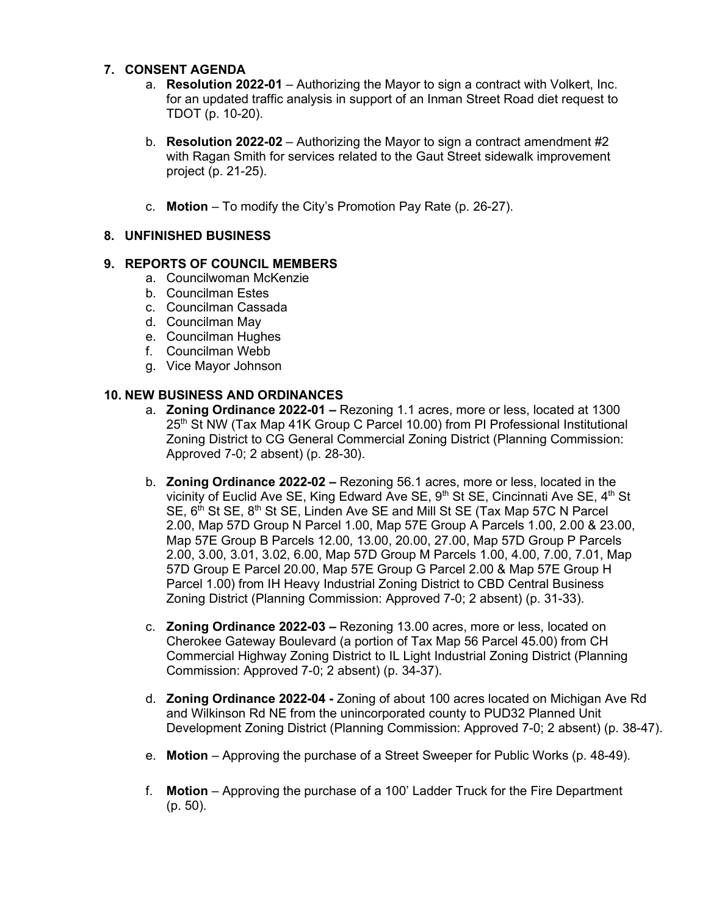## 7. CONSENT AGENDA

a. **Resolution 2022-01** – Authorizing the Mayor to sign a contract with Volkert, Inc. for an updated traffic analysis in support of an Inman Street Road diet request to TDOT (p. 10-20).

b. **Resolution 2022-02** – Authorizing the Mayor to sign a contract amendment #2 with Ragan Smith for services related to the Gaut Street sidewalk improvement project (p. 21-25).

c. **Motion** – To modify the City's Promotion Pay Rate (p. 26-27).

## 8. UNFINISHED BUSINESS

## 9. REPORTS OF COUNCIL MEMBERS

a. Councilwoman McKenzie
b. Councilman Estes
c. Councilman Cassada
d. Councilman May
e. Councilman Hughes
f. Councilman Webb
g. Vice Mayor Johnson

## 10. NEW BUSINESS AND ORDINANCES

a. **Zoning Ordinance 2022-01 –** Rezoning 1.1 acres, more or less, located at 1300 25th St NW (Tax Map 41K Group C Parcel 10.00) from PI Professional Institutional Zoning District to CG General Commercial Zoning District (Planning Commission: Approved 7-0; 2 absent) (p. 28-30).

b. **Zoning Ordinance 2022-02 –** Rezoning 56.1 acres, more or less, located in the vicinity of Euclid Ave SE, King Edward Ave SE, 9th St SE, Cincinnati Ave SE, 4th St SE, 6th St SE, 8th St SE, Linden Ave SE and Mill St SE (Tax Map 57C N Parcel 2.00, Map 57D Group N Parcel 1.00, Map 57E Group A Parcels 1.00, 2.00 & 23.00, Map 57E Group B Parcels 12.00, 13.00, 20.00, 27.00, Map 57D Group P Parcels 2.00, 3.00, 3.01, 3.02, 6.00, Map 57D Group M Parcels 1.00, 4.00, 7.00, 7.01, Map 57D Group E Parcel 20.00, Map 57E Group G Parcel 2.00 & Map 57E Group H Parcel 1.00) from IH Heavy Industrial Zoning District to CBD Central Business Zoning District (Planning Commission: Approved 7-0; 2 absent) (p. 31-33).

c. **Zoning Ordinance 2022-03 –** Rezoning 13.00 acres, more or less, located on Cherokee Gateway Boulevard (a portion of Tax Map 56 Parcel 45.00) from CH Commercial Highway Zoning District to IL Light Industrial Zoning District (Planning Commission: Approved 7-0; 2 absent) (p. 34-37).

d. **Zoning Ordinance 2022-04 -** Zoning of about 100 acres located on Michigan Ave Rd and Wilkinson Rd NE from the unincorporated county to PUD32 Planned Unit Development Zoning District (Planning Commission: Approved 7-0; 2 absent) (p. 38-47).

e. **Motion** – Approving the purchase of a Street Sweeper for Public Works (p. 48-49).

f. **Motion** – Approving the purchase of a 100' Ladder Truck for the Fire Department (p. 50).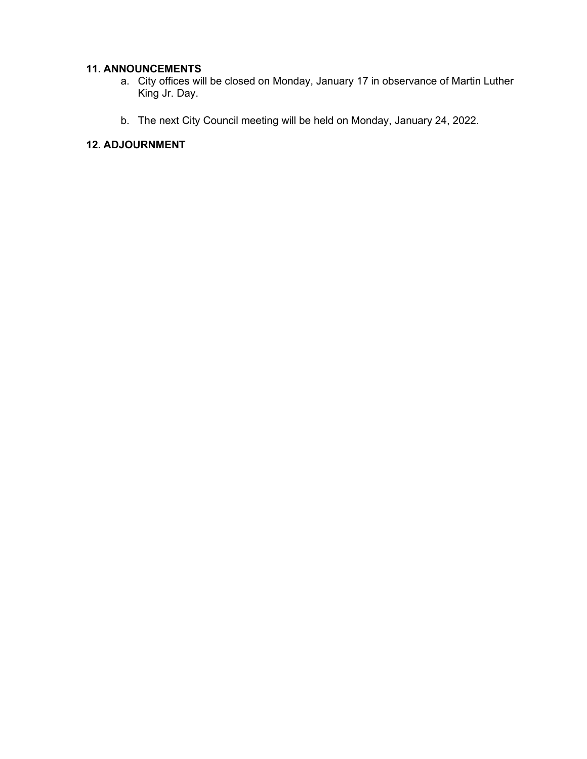## 11. ANNOUNCEMENTS

a. City offices will be closed on Monday, January 17 in observance of Martin Luther King Jr. Day.

b. The next City Council meeting will be held on Monday, January 24, 2022.

## 12. ADJOURNMENT